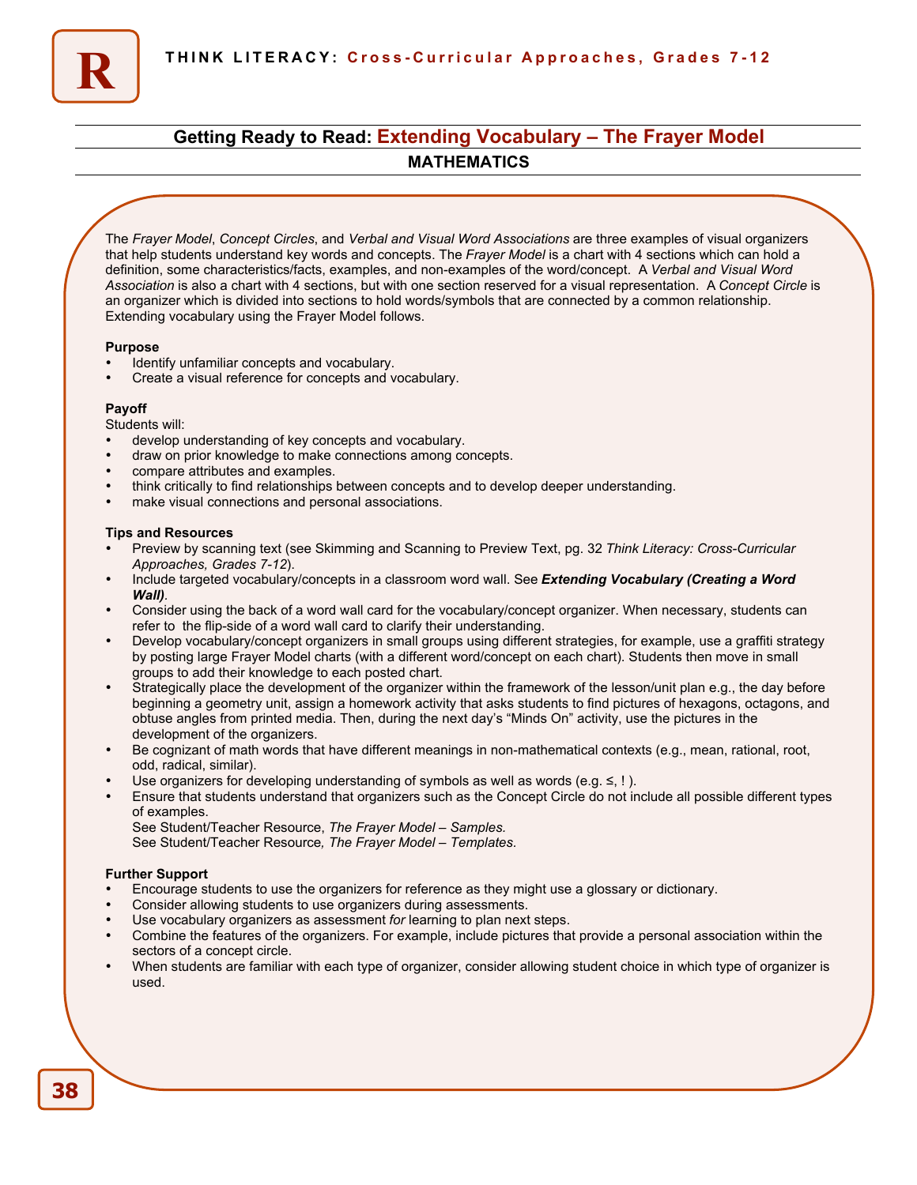## Getting Ready to Read: Extending Vocabulary – The Frayer Model

### MATHEMATICS

The *Frayer Model*, *Concept Circles*, and *Verbal and Visual Word Associations* are three examples of visual organizers that help students understand key words and concepts. The *Frayer Model* is a chart with 4 sections which can hold a definition, some characteristics/facts, examples, and non-examples of the word/concept. A *Verbal and Visual Word Association* is also a chart with 4 sections, but with one section reserved for a visual representation. A *Concept Circle* is an organizer which is divided into sections to hold words/symbols that are connected by a common relationship. Extending vocabulary using the Frayer Model follows.

**Purpose**

- Identify unfamiliar concepts and vocabulary.
- Create a visual reference for concepts and vocabulary.

**Payoff**

Students will:

- develop understanding of key concepts and vocabulary.
- draw on prior knowledge to make connections among concepts.
- compare attributes and examples.
- think critically to find relationships between concepts and to develop deeper understanding.
- make visual connections and personal associations.

**Tips and Resources**

- Preview by scanning text (see Skimming and Scanning to Preview Text, pg. 32 *Think Literacy: Cross-Curricular Approaches, Grades 7-12*).
- Include targeted vocabulary/concepts in a classroom word wall. See ***Extending Vocabulary (Creating a Word Wall)***.
- Consider using the back of a word wall card for the vocabulary/concept organizer. When necessary, students can refer to the flip-side of a word wall card to clarify their understanding.
- Develop vocabulary/concept organizers in small groups using different strategies, for example, use a graffiti strategy by posting large Frayer Model charts (with a different word/concept on each chart). Students then move in small groups to add their knowledge to each posted chart.
- Strategically place the development of the organizer within the framework of the lesson/unit plan e.g., the day before beginning a geometry unit, assign a homework activity that asks students to find pictures of hexagons, octagons, and obtuse angles from printed media. Then, during the next day's "Minds On" activity, use the pictures in the development of the organizers.
- Be cognizant of math words that have different meanings in non-mathematical contexts (e.g., mean, rational, root, odd, radical, similar).
- Use organizers for developing understanding of symbols as well as words (e.g. ≤, ! ).
- Ensure that students understand that organizers such as the Concept Circle do not include all possible different types of examples.
  See Student/Teacher Resource, *The Frayer Model – Samples.*
  See Student/Teacher Resource*, The Frayer Model – Templates.*

**Further Support**

- Encourage students to use the organizers for reference as they might use a glossary or dictionary.
- Consider allowing students to use organizers during assessments.
- Use vocabulary organizers as assessment *for* learning to plan next steps.
- Combine the features of the organizers. For example, include pictures that provide a personal association within the sectors of a concept circle.
- When students are familiar with each type of organizer, consider allowing student choice in which type of organizer is used.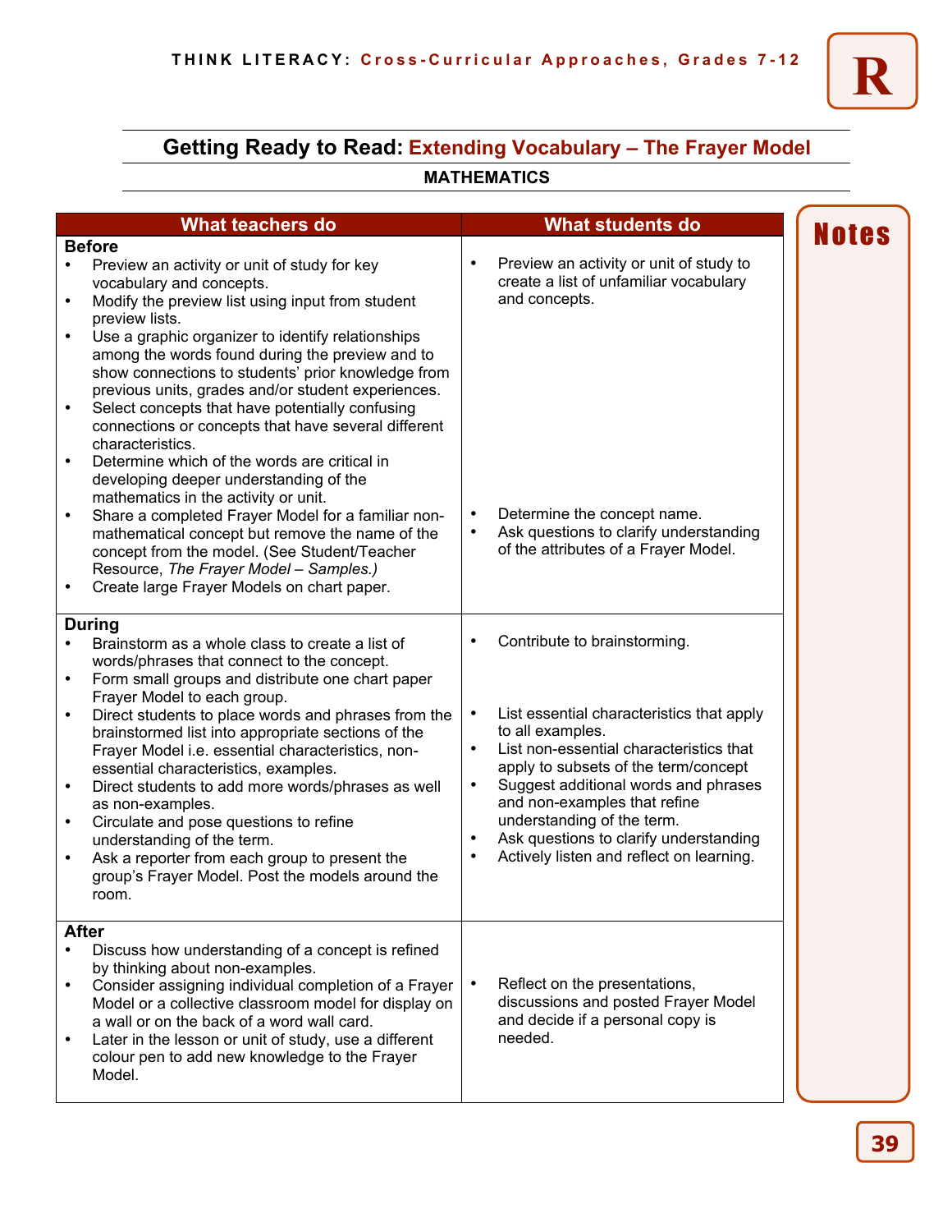## Getting Ready to Read: Extending Vocabulary – The Frayer Model

**MATHEMATICS**

| What teachers do | What students do |
|---|---|
| **Before**<br>• Preview an activity or unit of study for key vocabulary and concepts.<br>• Modify the preview list using input from student preview lists.<br>• Use a graphic organizer to identify relationships among the words found during the preview and to show connections to students' prior knowledge from previous units, grades and/or student experiences.<br>• Select concepts that have potentially confusing connections or concepts that have several different characteristics.<br>• Determine which of the words are critical in developing deeper understanding of the mathematics in the activity or unit.<br>• Share a completed Frayer Model for a familiar non-mathematical concept but remove the name of the concept from the model. (See Student/Teacher Resource, *The Frayer Model – Samples.)*<br>• Create large Frayer Models on chart paper. | • Preview an activity or unit of study to create a list of unfamiliar vocabulary and concepts.<br>• Determine the concept name.<br>• Ask questions to clarify understanding of the attributes of a Frayer Model. |
| **During**<br>• Brainstorm as a whole class to create a list of words/phrases that connect to the concept.<br>• Form small groups and distribute one chart paper Frayer Model to each group.<br>• Direct students to place words and phrases from the brainstormed list into appropriate sections of the Frayer Model i.e. essential characteristics, non-essential characteristics, examples.<br>• Direct students to add more words/phrases as well as non-examples.<br>• Circulate and pose questions to refine understanding of the term.<br>• Ask a reporter from each group to present the group's Frayer Model. Post the models around the room. | • Contribute to brainstorming.<br>• List essential characteristics that apply to all examples.<br>• List non-essential characteristics that apply to subsets of the term/concept<br>• Suggest additional words and phrases and non-examples that refine understanding of the term.<br>• Ask questions to clarify understanding<br>• Actively listen and reflect on learning. |
| **After**<br>• Discuss how understanding of a concept is refined by thinking about non-examples.<br>• Consider assigning individual completion of a Frayer Model or a collective classroom model for display on a wall or on the back of a word wall card.<br>• Later in the lesson or unit of study, use a different colour pen to add new knowledge to the Frayer Model. | • Reflect on the presentations, discussions and posted Frayer Model and decide if a personal copy is needed. |

**Notes**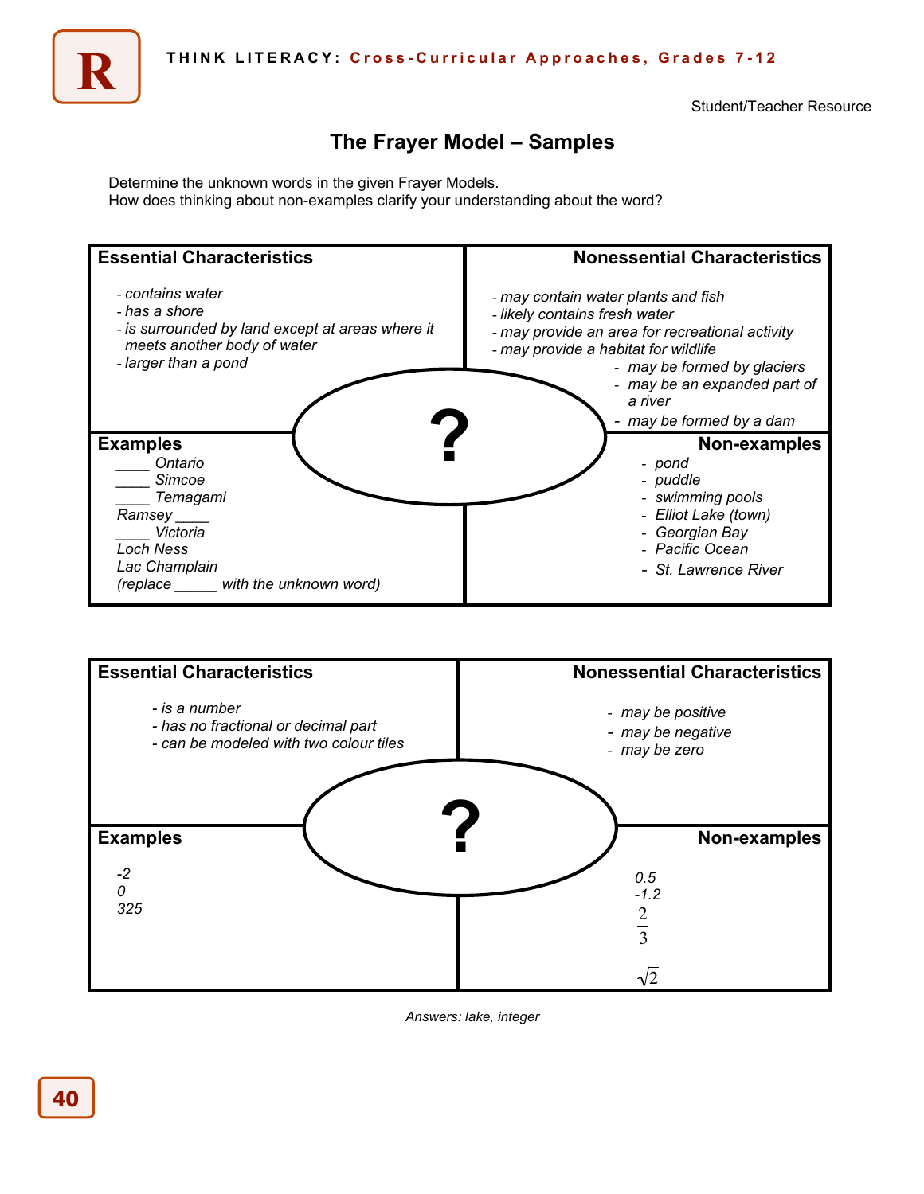Student/Teacher Resource

## The Frayer Model – Samples

Determine the unknown words in the given Frayer Models.
How does thinking about non-examples clarify your understanding about the word?

### Essential Characteristics

- *contains water*
- *has a shore*
- *is surrounded by land except at areas where it meets another body of water*
- *larger than a pond*

### Nonessential Characteristics

- *may contain water plants and fish*
- *likely contains fresh water*
- *may provide an area for recreational activity*
- *may provide a habitat for wildlife*
- *may be formed by glaciers*
- *may be an expanded part of a river*
- *may be formed by a dam*

**?**

### Examples

*____ Ontario*
*____ Simcoe*
*____ Temagami*
*Ramsey ____*
*____ Victoria*
*Loch Ness*
*Lac Champlain*
*(replace _____ with the unknown word)*

### Non-examples

- *pond*
- *puddle*
- *swimming pools*
- *Elliot Lake (town)*
- *Georgian Bay*
- *Pacific Ocean*
- *St. Lawrence River*

---

### Essential Characteristics

- *is a number*
- *has no fractional or decimal part*
- *can be modeled with two colour tiles*

### Nonessential Characteristics

- *may be positive*
- *may be negative*
- *may be zero*

**?**

### Examples

*-2*
*0*
*325*

### Non-examples

*0.5*
*-1.2*
$\frac{2}{3}$
$\sqrt{2}$

*Answers: lake, integer*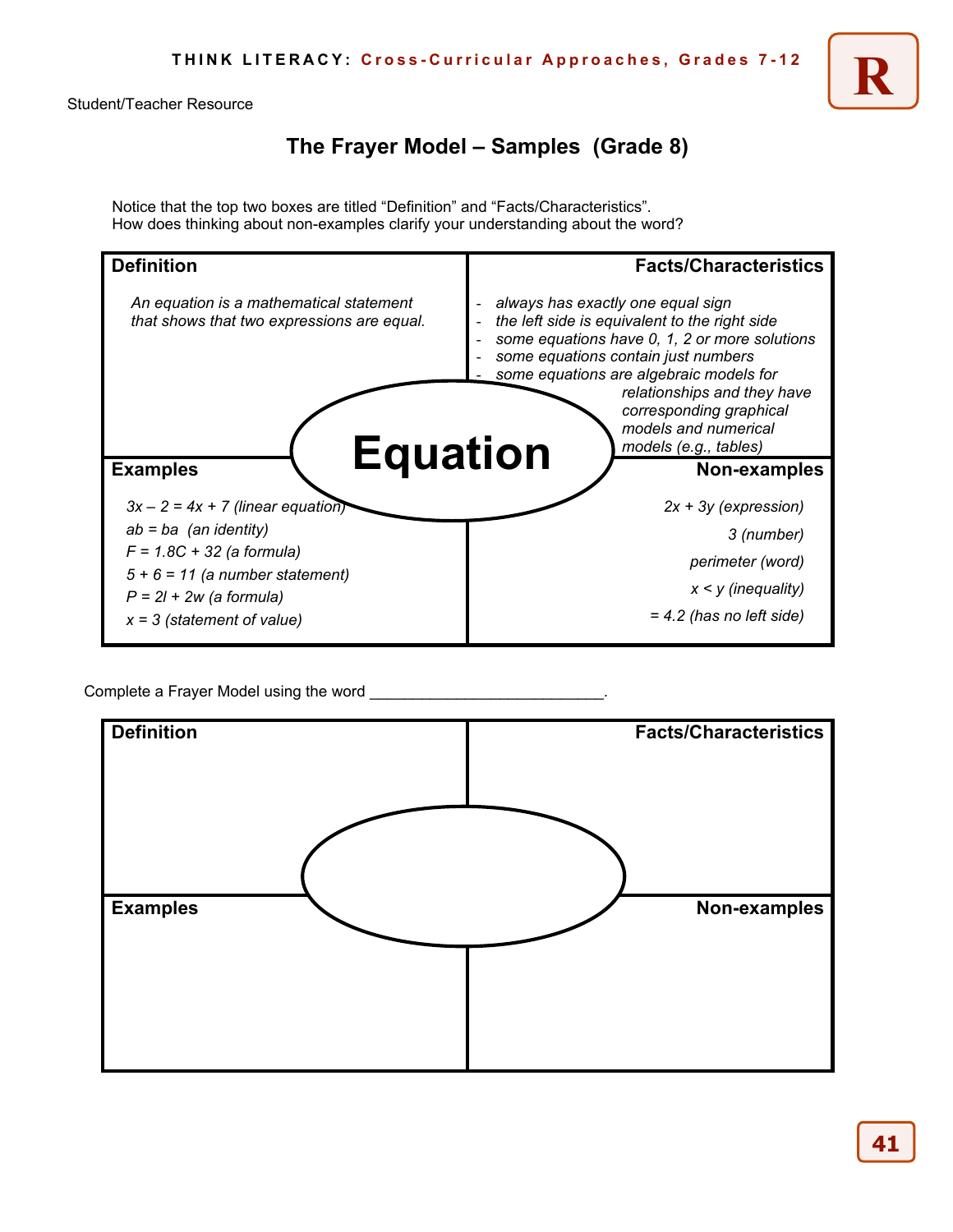Student/Teacher Resource

# The Frayer Model – Samples (Grade 8)

Notice that the top two boxes are titled “Definition” and “Facts/Characteristics”.
How does thinking about non-examples clarify your understanding about the word?

## Equation

**Definition**

*An equation is a mathematical statement that shows that two expressions are equal.*

**Facts/Characteristics**

- *always has exactly one equal sign*
- *the left side is equivalent to the right side*
- *some equations have 0, 1, 2 or more solutions*
- *some equations contain just numbers*
- *some equations are algebraic models for relationships and they have corresponding graphical models and numerical models (e.g., tables)*

**Examples**

$3x - 2 = 4x + 7$ *(linear equation)*

$ab = ba$ *(an identity)*

$F = 1.8C + 32$ *(a formula)*

$5 + 6 = 11$ *(a number statement)*

$P = 2l + 2w$ *(a formula)*

$x = 3$ *(statement of value)*

**Non-examples**

$2x + 3y$ *(expression)*

3 *(number)*

*perimeter (word)*

$x < y$ *(inequality)*

$= 4.2$ *(has no left side)*

Complete a Frayer Model using the word ___________________________.

**Definition**

**Facts/Characteristics**

**Examples**

**Non-examples**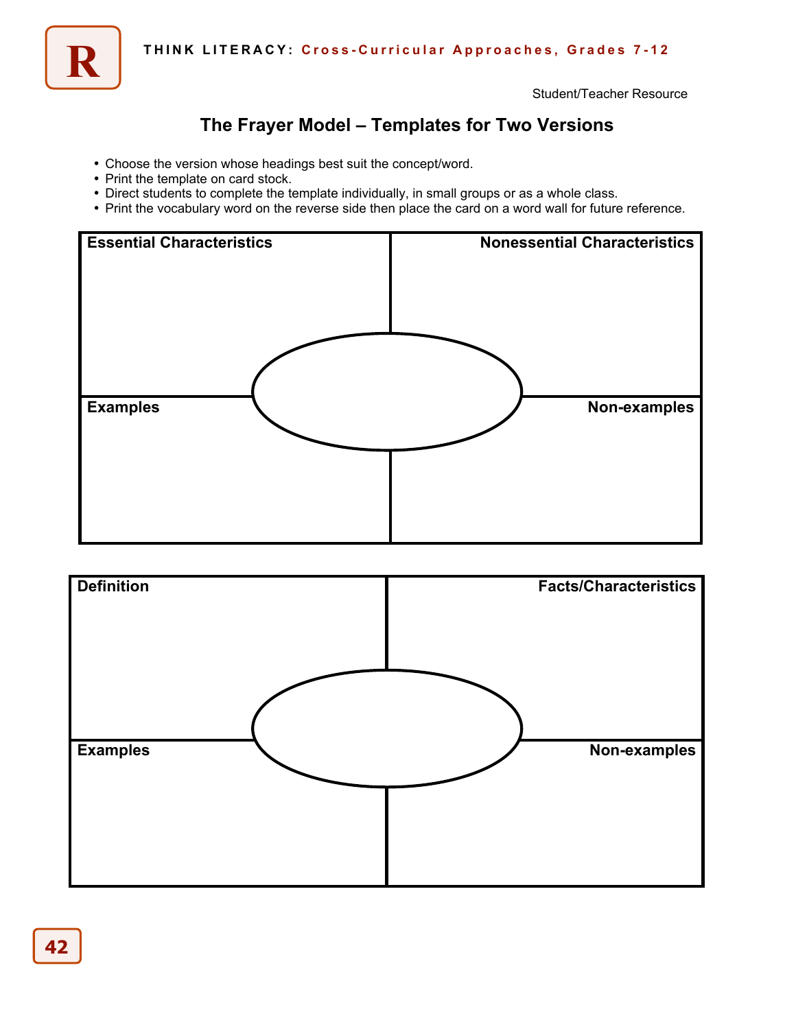Student/Teacher Resource

## The Frayer Model – Templates for Two Versions

- Choose the version whose headings best suit the concept/word.
- Print the template on card stock.
- Direct students to complete the template individually, in small groups or as a whole class.
- Print the vocabulary word on the reverse side then place the card on a word wall for future reference.

| | |
|---|---|
| **Essential Characteristics** | **Nonessential Characteristics** |
| **Examples** | **Non-examples** |

| | |
|---|---|
| **Definition** | **Facts/Characteristics** |
| **Examples** | **Non-examples** |